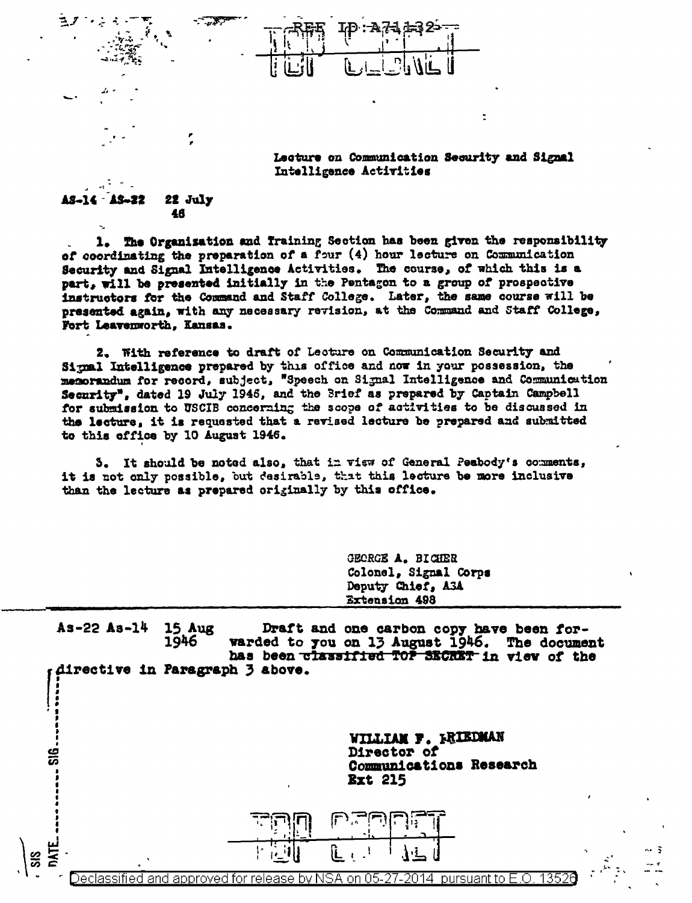REF ID:A71132

TOP SECRET

Lecture on Communication Security and Signal Intelligence Activities

AS-14 AS-22 22 July 46

1. The Organization and Training Section has been given the responsibility of coordinating the preparation of a four (4) hour lecture on Communication Security and Signal Intelligence Activities. The course, of which this is a part, will be presented initially in the Pentagon to a group of prospective instructors for the Command and Staff College. Later, the same course will be presented again, with any necessary revision, at the Command and Staff College, Fort Leavenworth, Kansas.

2. With reference to draft of Lecture on Communication Security and Signal Intelligence prepared by this office and now in your possession, the memorandum for record, subject, "Speech on Signal Intelligence and Communication Security", dated 19 July 1946, and the Brief as prepared by Captain Campbell for submission to USCIB concerning the scope of activities to be discussed in the lecture, it is requested that a revised lecture be prepared and submitted to this office by 10 August 1946.

3. It should be noted also, that in view of General Peabody's comments, it is not only possible, but desirable, that this lecture be more inclusive than the lecture as prepared originally by this office.

GEORGE A. BICHER
Colonel, Signal Corps
Deputy Chief, ASA
Extension 498

As-22 As-14 15 Aug 1946 Draft and one carbon copy have been forwarded to you on 13 August 1946. The document has been ~~classified TOP SECRET~~ in view of the directive in Paragraph 3 above.

WILLIAM F. FRIEDMAN
Director of
Communications Research
Ext 215

TOP SECRET

Declassified and approved for release by NSA on 05-27-2014 pursuant to E.O. 13526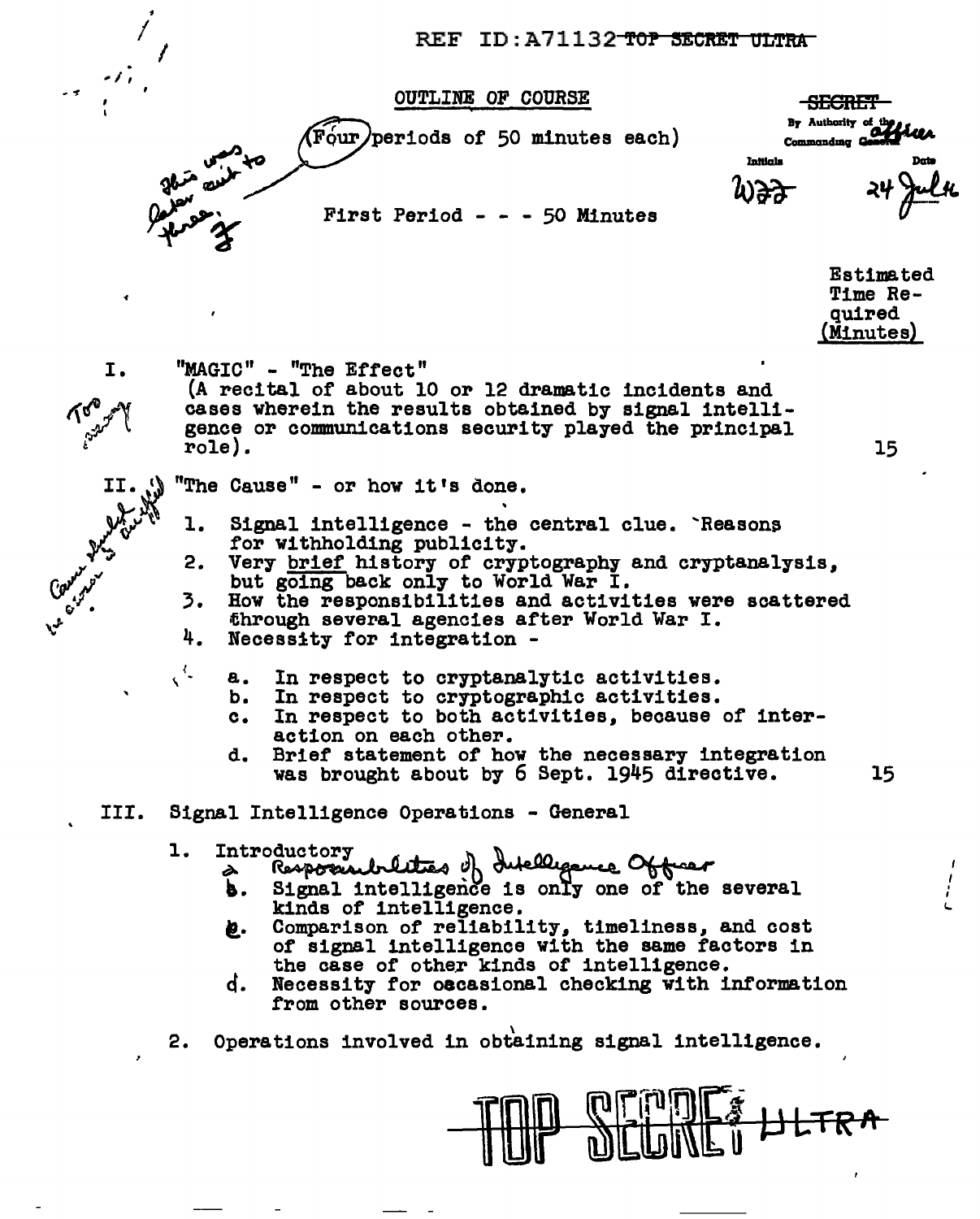REF ID:A71132 ~~TOP SECRET ULTRA~~

## OUTLINE OF COURSE

~~SECRET~~
By Authority of the officer Commanding General
Initials W?? Date 24 Jul 46

(Four periods of 50 minutes each)

This was cut to later three. F

### First Period - - - 50 Minutes

Estimated Time Required (Minutes)

I. "MAGIC" - "The Effect"
(A recital of about 10 or 12 dramatic incidents and cases wherein the results obtained by signal intelligence or communications security played the principal role). — 15

Too many

II. "The Cause" - or how it's done.

Cause should be clarified

1. Signal intelligence - the central clue. Reasons for withholding publicity.
2. Very brief history of cryptography and cryptanalysis, but going back only to World War I.
3. How the responsibilities and activities were scattered through several agencies after World War I.
4. Necessity for integration -
   - a. In respect to cryptanalytic activities.
   - b. In respect to cryptographic activities.
   - c. In respect to both activities, because of interaction on each other.
   - d. Brief statement of how the necessary integration was brought about by 6 Sept. 1945 directive. — 15

III. Signal Intelligence Operations - General

1. Introductory
   - a. Responsibilities of Intelligence Officer
   - b. Signal intelligence is only one of the several kinds of intelligence.
   - c. Comparison of reliability, timeliness, and cost of signal intelligence with the same factors in the case of other kinds of intelligence.
   - d. Necessity for occasional checking with information from other sources.
2. Operations involved in obtaining signal intelligence.

~~TOP SECRET ULTRA~~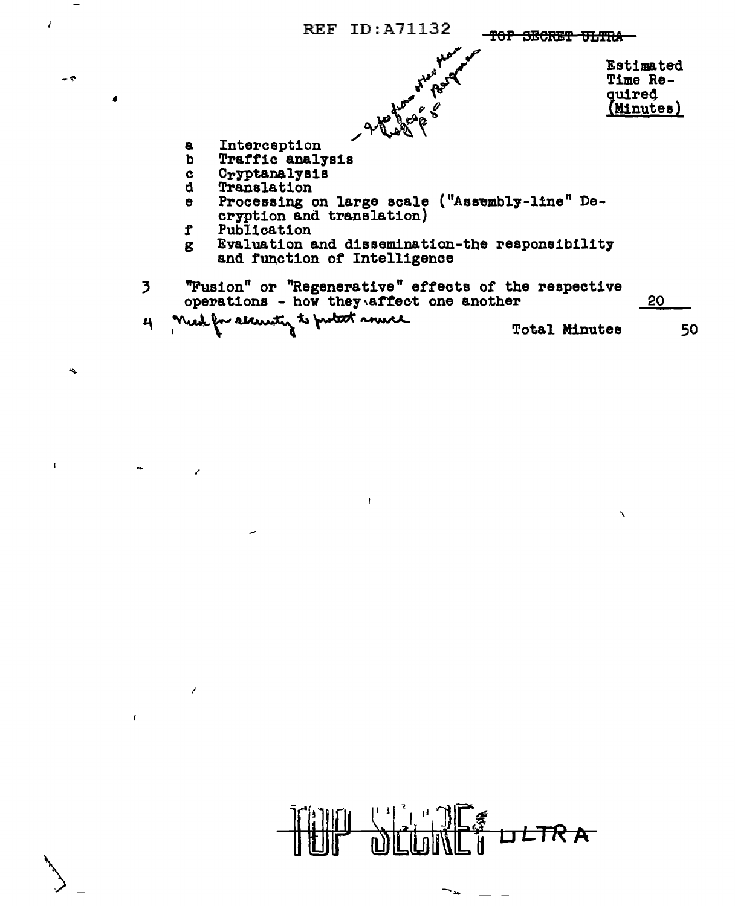REF ID:A71132

~~TOP SECRET ULTRA~~

- 9 fa [?] other than [?] Bergamo [?] pp 8

Estimated Time Required (Minutes)

a Interception

b Traffic analysis

c Cryptanalysis

d Translation

e Processing on large scale ("Assembly-line" Decryption and translation)

f Publication

g Evaluation and dissemination-the responsibility and function of Intelligence

3 "Fusion" or "Regenerative" effects of the respective operations - how they affect one another 20

4 Need for security to protect source

Total Minutes 50

~~TOP SECRET~~ ULTRA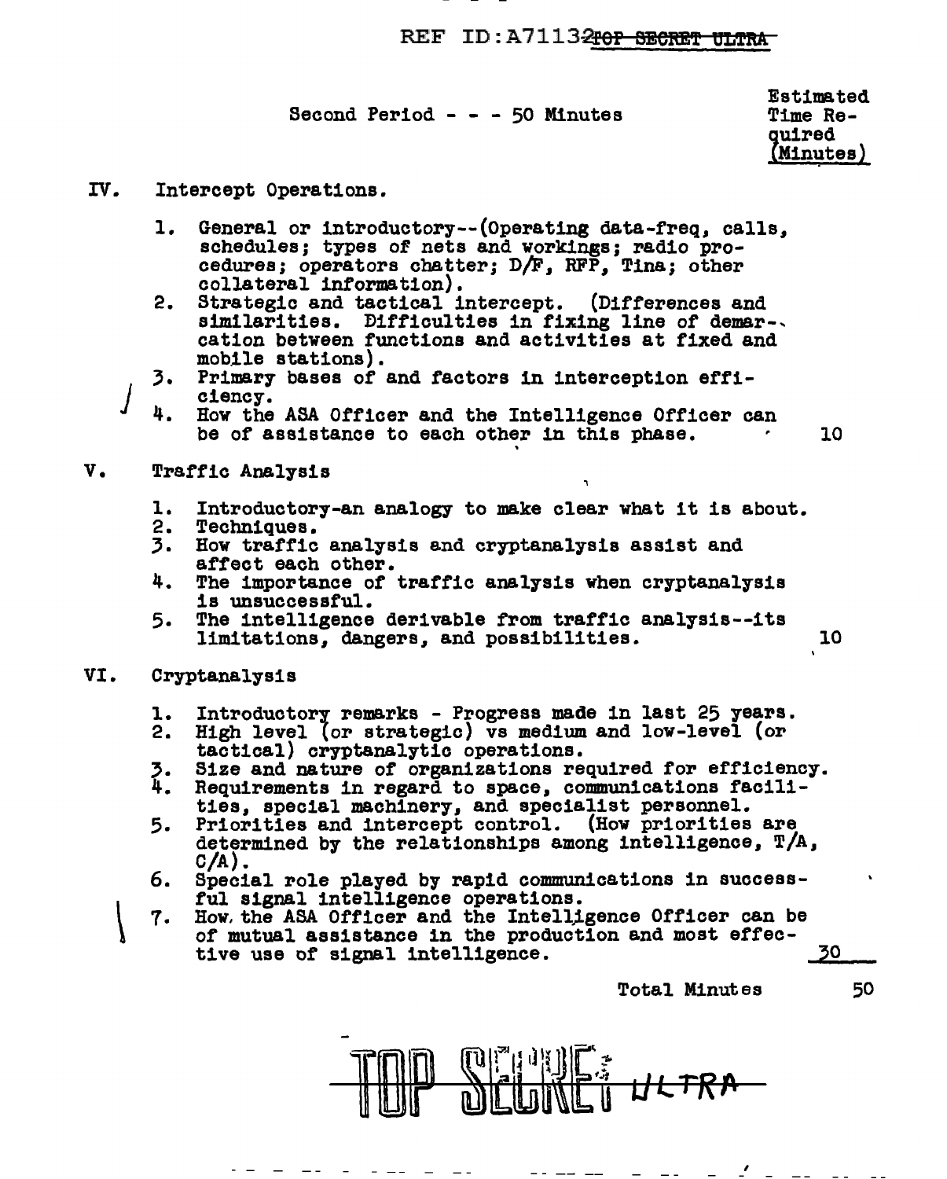Second Period - - - 50 Minutes

| | Estimated Time Required (Minutes) |
|---|---|
| **IV. Intercept Operations.** | |
| 1. General or introductory--(Operating data-freq, calls, schedules; types of nets and workings; radio procedures; operators chatter; D/F, RFP, Tina; other collateral information). | |
| 2. Strategic and tactical intercept. (Differences and similarities. Difficulties in fixing line of demarcation between functions and activities at fixed and mobile stations). | |
| 3. Primary bases of and factors in interception efficiency. | |
| 4. How the ASA Officer and the Intelligence Officer can be of assistance to each other in this phase. | 10 |
| **V. Traffic Analysis** | |
| 1. Introductory-an analogy to make clear what it is about. | |
| 2. Techniques. | |
| 3. How traffic analysis and cryptanalysis assist and affect each other. | |
| 4. The importance of traffic analysis when cryptanalysis is unsuccessful. | |
| 5. The intelligence derivable from traffic analysis--its limitations, dangers, and possibilities. | 10 |
| **VI. Cryptanalysis** | |
| 1. Introductory remarks - Progress made in last 25 years. | |
| 2. High level (or strategic) vs medium and low-level (or tactical) cryptanalytic operations. | |
| 3. Size and nature of organizations required for efficiency. | |
| 4. Requirements in regard to space, communications facilities, special machinery, and specialist personnel. | |
| 5. Priorities and intercept control. (How priorities are determined by the relationships among intelligence, T/A, C/A). | |
| 6. Special role played by rapid communications in successful signal intelligence operations. | |
| 7. How the ASA Officer and the Intelligence Officer can be of mutual assistance in the production and most effective use of signal intelligence. | 30 |
| Total Minutes | 50 |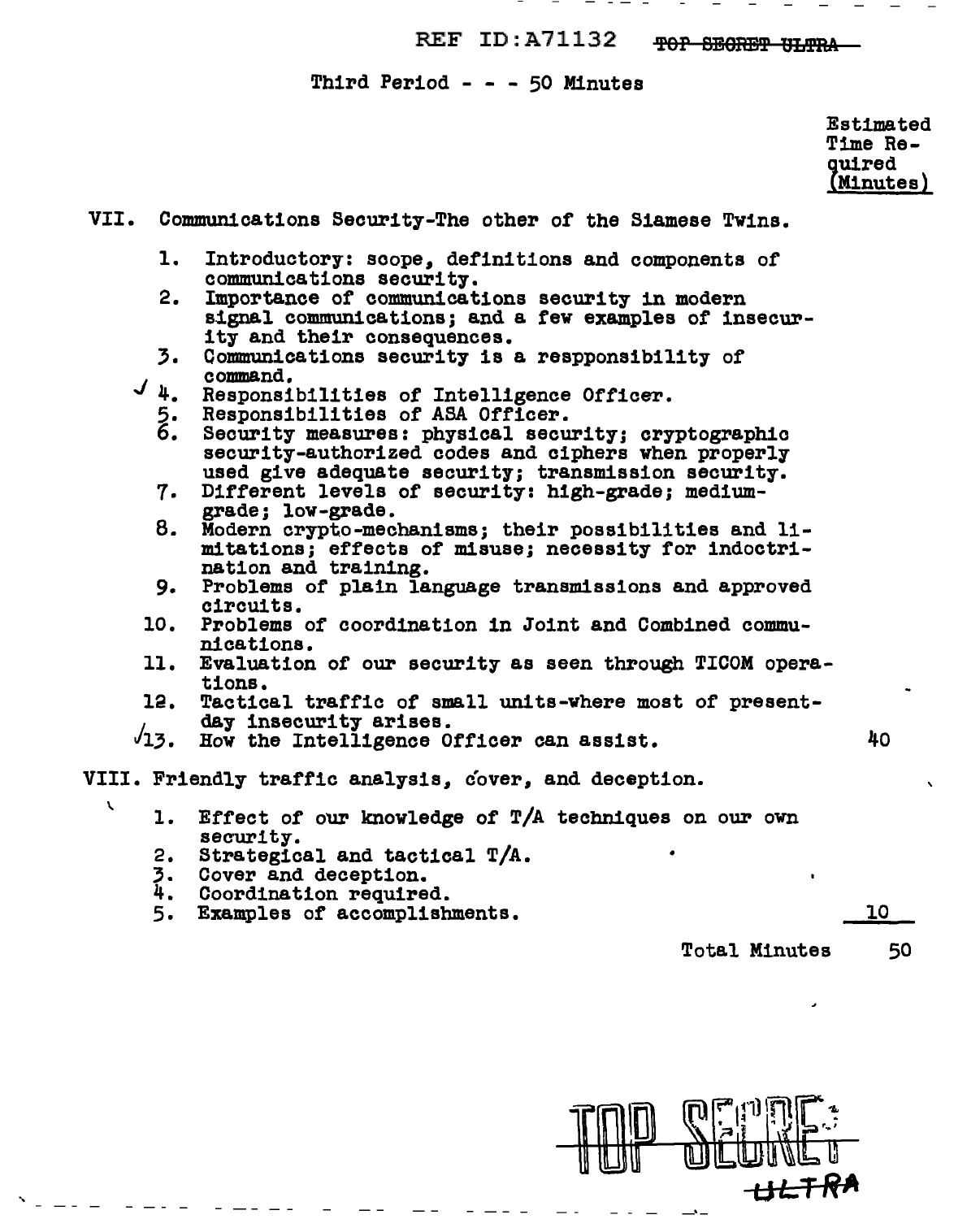REF ID:A71132 ~~TOP SECRET ULTRA~~

Third Period - - - 50 Minutes

| | Estimated Time Required (Minutes) |
|---|---|
| **VII. Communications Security-The other of the Siamese Twins.** | |
| 1. Introductory: scope, definitions and components of communications security. | |
| 2. Importance of communications security in modern signal communications; and a few examples of insecurity and their consequences. | |
| 3. Communications security is a respponsibility of command. | |
| ✓ 4. Responsibilities of Intelligence Officer. | |
| 5. Responsibilities of ASA Officer. | |
| 6. Security measures: physical security; cryptographic security-authorized codes and ciphers when properly used give adequate security; transmission security. | |
| 7. Different levels of security: high-grade; medium-grade; low-grade. | |
| 8. Modern crypto-mechanisms; their possibilities and limitations; effects of misuse; necessity for indoctrination and training. | |
| 9. Problems of plain language transmissions and approved circuits. | |
| 10. Problems of coordination in Joint and Combined communications. | |
| 11. Evaluation of our security as seen through TICOM operations. | |
| 12. Tactical traffic of small units-where most of present-day insecurity arises. | |
| ✓13. How the Intelligence Officer can assist. | 40 |
| **VIII. Friendly traffic analysis, cover, and deception.** | |
| 1. Effect of our knowledge of T/A techniques on our own security. | |
| 2. Strategical and tactical T/A. | |
| 3. Cover and deception. | |
| 4. Coordination required. | |
| 5. Examples of accomplishments. | 10 |
| Total Minutes | 50 |

~~TOP SECRET~~
~~ULTRA~~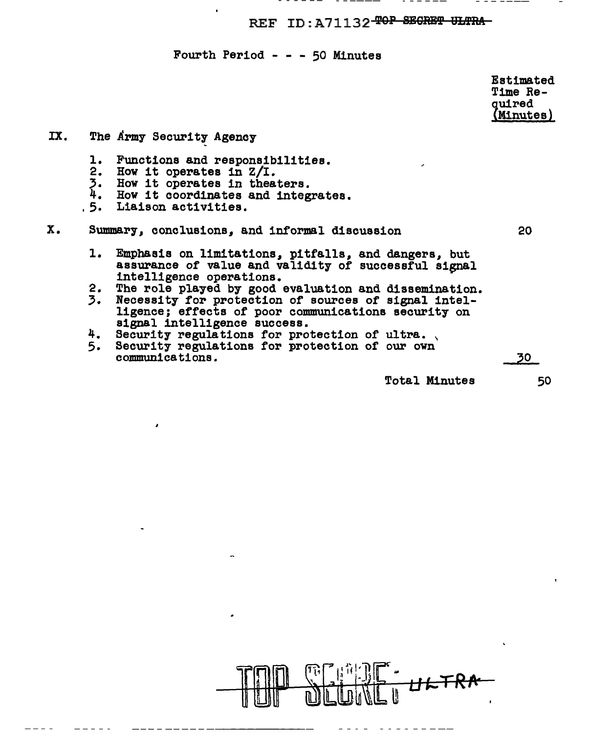Fourth Period - - - 50 Minutes

| | | Estimated Time Required (Minutes) |
|---|---|---|
| IX. | The Army Security Agency<br>1. Functions and responsibilities.<br>2. How it operates in Z/I.<br>3. How it operates in theaters.<br>4. How it coordinates and integrates.<br>5. Liaison activities. | 20 |
| X. | Summary, conclusions, and informal discussion<br>1. Emphasis on limitations, pitfalls, and dangers, but assurance of value and validity of successful signal intelligence operations.<br>2. The role played by good evaluation and dissemination.<br>3. Necessity for protection of sources of signal intelligence; effects of poor communications security on signal intelligence success.<br>4. Security regulations for protection of ultra.<br>5. Security regulations for protection of our own communications. | 30 |
| | Total Minutes | 50 |

TOP SECRET ULTRA